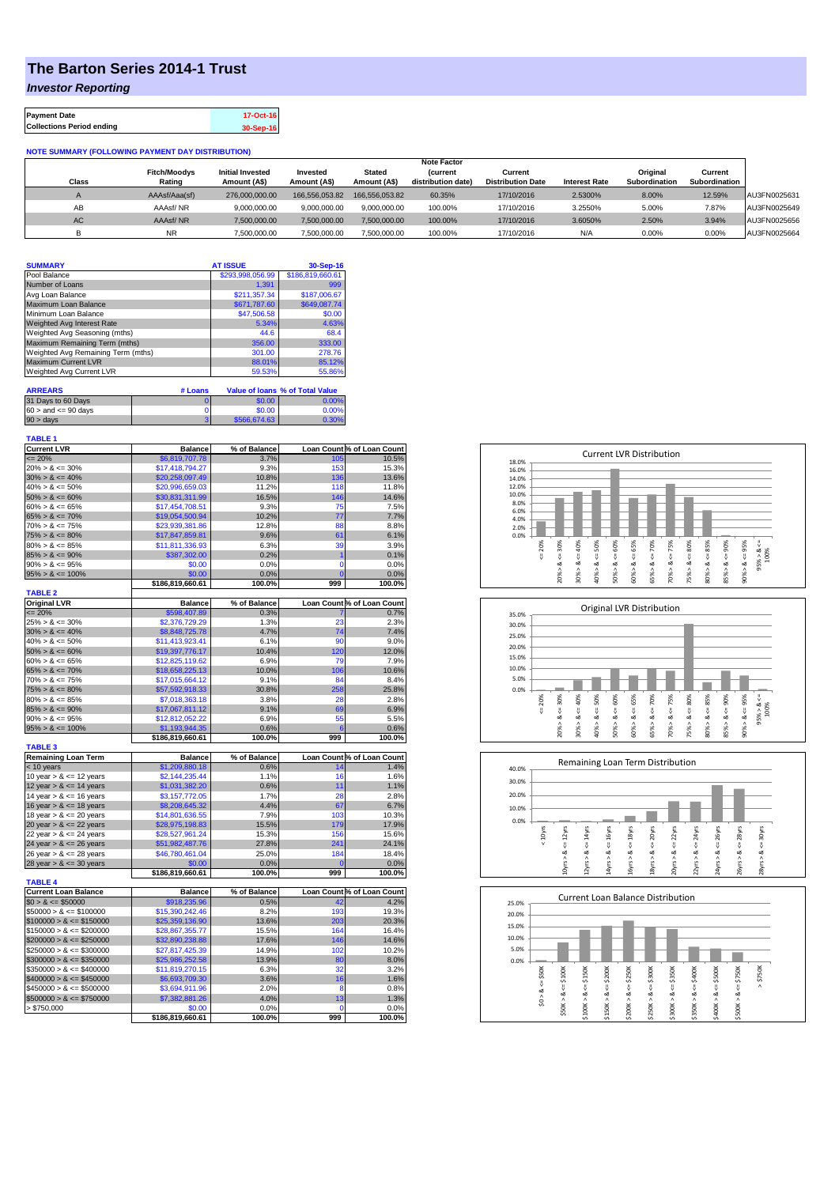# The Barton Series 2014-1 Trust

## *Investor Reporting*

| | |
|---|---|
| **Payment Date** | 17-Oct-16 |
| **Collections Period ending** | 30-Sep-16 |

**NOTE SUMMARY (FOLLOWING PAYMENT DAY DISTRIBUTION)**

| Class | Fitch/Moodys Rating | Initial Invested Amount (A$) | Invested Amount (A$) | Stated Amount (A$) | Note Factor (current distribution date) | Current Distribution Date | Interest Rate | Original Subordination | Current Subordination | |
|---|---|---|---|---|---|---|---|---|---|---|
| A | AAAsf/Aaa(sf) | 276,000,000.00 | 166,556,053.82 | 166,556,053.82 | 60.35% | 17/10/2016 | 2.5300% | 8.00% | 12.59% | AU3FN0025631 |
| AB | AAAsf/ NR | 9,000,000.00 | 9,000,000.00 | 9,000,000.00 | 100.00% | 17/10/2016 | 3.2550% | 5.00% | 7.87% | AU3FN0025649 |
| AC | AAAsf/ NR | 7,500,000.00 | 7,500,000.00 | 7,500,000.00 | 100.00% | 17/10/2016 | 3.6050% | 2.50% | 3.94% | AU3FN0025656 |
| B | NR | 7,500,000.00 | 7,500,000.00 | 7,500,000.00 | 100.00% | 17/10/2016 | N/A | 0.00% | 0.00% | AU3FN0025664 |

| SUMMARY | AT ISSUE | 30-Sep-16 |
|---|---|---|
| Pool Balance | $293,998,056.99 | $186,819,660.61 |
| Number of Loans | 1,391 | 999 |
| Avg Loan Balance | $211,357.34 | $187,006.67 |
| Maximum Loan Balance | $671,787.60 | $649,087.74 |
| Minimum Loan Balance | $47,506.58 | $0.00 |
| Weighted Avg Interest Rate | 5.34% | 4.63% |
| Weighted Avg Seasoning (mths) | 44.6 | 68.4 |
| Maximum Remaining Term (mths) | 356.00 | 333.00 |
| Weighted Avg Remaining Term (mths) | 301.00 | 278.76 |
| Maximum Current LVR | 88.01% | 85.12% |
| Weighted Avg Current LVR | 59.53% | 55.86% |

| ARREARS | # Loans | Value of loans | % of Total Value |
|---|---|---|---|
| 31 Days to 60 Days | 0 | $0.00 | 0.00% |
| 60 > and <= 90 days | 0 | $0.00 | 0.00% |
| 90 > days | 3 | $566,674.63 | 0.30% |

**TABLE 1**

| Current LVR | Balance | % of Balance | Loan Count | % of Loan Count |
|---|---|---|---|---|
| <= 20% | $6,819,707.78 | 3.7% | 105 | 10.5% |
| 20% > & <= 30% | $17,418,794.27 | 9.3% | 153 | 15.3% |
| 30% > & <= 40% | $20,258,097.49 | 10.8% | 136 | 13.6% |
| 40% > & <= 50% | $20,996,659.03 | 11.2% | 118 | 11.8% |
| 50% > & <= 60% | $30,831,311.99 | 16.5% | 146 | 14.6% |
| 60% > & <= 65% | $17,454,708.51 | 9.3% | 75 | 7.5% |
| 65% > & <= 70% | $19,054,500.94 | 10.2% | 77 | 7.7% |
| 70% > & <= 75% | $23,939,381.86 | 12.8% | 88 | 8.8% |
| 75% > & <= 80% | $17,847,859.81 | 9.6% | 61 | 6.1% |
| 80% > & <= 85% | $11,811,336.93 | 6.3% | 39 | 3.9% |
| 85% > & <= 90% | $387,302.00 | 0.2% | 1 | 0.1% |
| 90% > & <= 95% | $0.00 | 0.0% | 0 | 0.0% |
| 95% > & <= 100% | $0.00 | 0.0% | 0 | 0.0% |
| | $186,819,660.61 | 100.0% | 999 | 100.0% |

**TABLE 2**

| Original LVR | Balance | % of Balance | Loan Count | % of Loan Count |
|---|---|---|---|---|
| <= 20% | $598,407.89 | 0.3% | 7 | 0.7% |
| 25% > & <= 30% | $2,376,729.29 | 1.3% | 23 | 2.3% |
| 30% > & <= 40% | $8,848,725.78 | 4.7% | 74 | 7.4% |
| 40% > & <= 50% | $11,413,923.41 | 6.1% | 90 | 9.0% |
| 50% > & <= 60% | $19,397,776.17 | 10.4% | 120 | 12.0% |
| 60% > & <= 65% | $12,825,119.62 | 6.9% | 79 | 7.9% |
| 65% > & <= 70% | $18,658,225.13 | 10.0% | 106 | 10.6% |
| 70% > & <= 75% | $17,015,664.12 | 9.1% | 84 | 8.4% |
| 75% > & <= 80% | $57,592,918.33 | 30.8% | 258 | 25.8% |
| 80% > & <= 85% | $7,018,363.18 | 3.8% | 28 | 2.8% |
| 85% > & <= 90% | $17,067,811.12 | 9.1% | 69 | 6.9% |
| 90% > & <= 95% | $12,812,052.22 | 6.9% | 55 | 5.5% |
| 95% > & <= 100% | $1,193,944.35 | 0.6% | 6 | 0.6% |
| | $186,819,660.61 | 100.0% | 999 | 100.0% |

**TABLE 3**

| Remaining Loan Term | Balance | % of Balance | Loan Count | % of Loan Count |
|---|---|---|---|---|
| < 10 years | $1,209,880.18 | 0.6% | 14 | 1.4% |
| 10 year > & <= 12 years | $2,144,235.44 | 1.1% | 16 | 1.6% |
| 12 year > & <= 14 years | $1,031,382.20 | 0.6% | 11 | 1.1% |
| 14 year > & <= 16 years | $3,157,772.05 | 1.7% | 28 | 2.8% |
| 16 year > & <= 18 years | $8,208,645.32 | 4.4% | 67 | 6.7% |
| 18 year > & <= 20 years | $14,801,636.55 | 7.9% | 103 | 10.3% |
| 20 year > & <= 22 years | $28,975,198.83 | 15.5% | 179 | 17.9% |
| 22 year > & <= 24 years | $28,527,961.24 | 15.3% | 156 | 15.6% |
| 24 year > & <= 26 years | $51,982,487.76 | 27.8% | 241 | 24.1% |
| 26 year > & <= 28 years | $46,780,461.04 | 25.0% | 184 | 18.4% |
| 28 year > & <= 30 years | $0.00 | 0.0% | 0 | 0.0% |
| | $186,819,660.61 | 100.0% | 999 | 100.0% |

**TABLE 4**

| Current Loan Balance | Balance | % of Balance | Loan Count | % of Loan Count |
|---|---|---|---|---|
| $0 > & <= $50000 | $918,235.96 | 0.5% | 42 | 4.2% |
| $50000 > & <= $100000 | $15,390,242.46 | 8.2% | 193 | 19.3% |
| $100000 > & <= $150000 | $25,359,136.90 | 13.6% | 203 | 20.3% |
| $150000 > & <= $200000 | $28,867,355.77 | 15.5% | 164 | 16.4% |
| $200000 > & <= $250000 | $32,890,238.88 | 17.6% | 146 | 14.6% |
| $250000 > & <= $300000 | $27,817,425.39 | 14.9% | 102 | 10.2% |
| $300000 > & <= $350000 | $25,986,252.58 | 13.9% | 80 | 8.0% |
| $350000 > & <= $400000 | $11,819,270.15 | 6.3% | 32 | 3.2% |
| $400000 > & <= $450000 | $6,693,709.30 | 3.6% | 16 | 1.6% |
| $450000 > & <= $500000 | $3,694,911.96 | 2.0% | 8 | 0.8% |
| $500000 > & <= $750000 | $7,382,881.26 | 4.0% | 13 | 1.3% |
| > $750,000 | $0.00 | 0.0% | 0 | 0.0% |
| | $186,819,660.61 | 100.0% | 999 | 100.0% |

Current LVR Distribution

18.0% 16.0% 14.0% 12.0% 10.0% 8.0% 6.0% 4.0% 2.0% 0.0%

<= 20% | 20% > & <= 30% | 30% > & <= 40% | 40% > & <= 50% | 50% > & <= 60% | 60% > & <= 65% | 65% > & <= 70% | 70% > & <= 75% | 75% > & <= 80% | 80% > & <= 85% | 85% > & <= 90% | 90% > & <= 95% | 95% > & <= 100%

Original LVR Distribution

35.0% 30.0% 25.0% 20.0% 15.0% 10.0% 5.0% 0.0%

<= 20% | 20% > & <= 30% | 30% > & <= 40% | 40% > & <= 50% | 50% > & <= 60% | 60% > & <= 65% | 65% > & <= 70% | 70% > & <= 75% | 75% > & <= 80% | 80% > & <= 85% | 85% > & <= 90% | 90% > & <= 95% | 95% > & <= 100%

Remaining Loan Term Distribution

40.0% 30.0% 20.0% 10.0% 0.0%

< 10yrs | 10yrs > & <= 12yrs | 12yrs > & <= 14yrs | 14yrs > & <= 16yrs | 16yrs > & <= 18yrs | 18yrs > & <= 20yrs | 20yrs > & <= 22yrs | 22yrs > & <= 24yrs | 24yrs > & <= 26yrs | 26yrs > & <= 28yrs | 28yrs > & <= 30yrs

Current Loan Balance Distribution

25.0% 20.0% 15.0% 10.0% 5.0% 0.0%

$0 > & <= $50K | $50K > & <= $100K | $100K > & <= $150K | $150K > & <= $200K | $200K > & <= $250K | $250K > & <= $300K | $300K > & <= $350K | $350K > & <= $400K | $400K > & <= $500K | $500K > & <= $750K | > $750K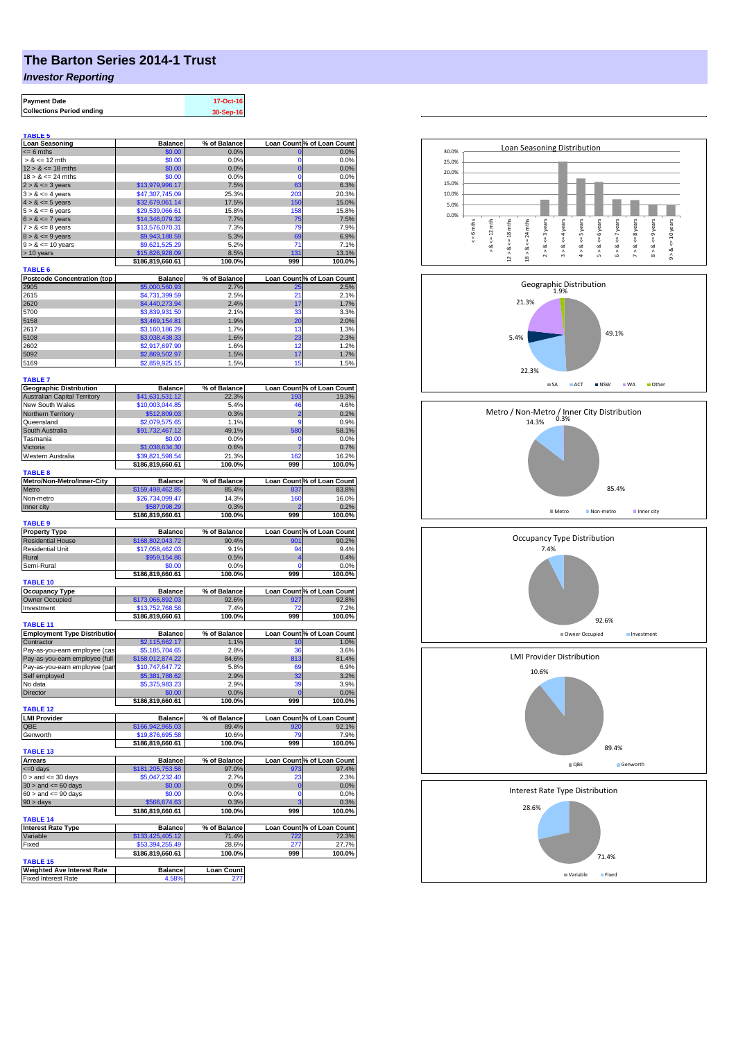# The Barton Series 2014-1 Trust

## *Investor Reporting*

| | |
|---|---|
| **Payment Date** | **17-Oct-16** |
| **Collections Period ending** | **30-Sep-16** |

**TABLE 5**

| Loan Seasoning | Balance | % of Balance | Loan Count | % of Loan Count |
|---|---|---|---|---|
| <= 6 mths | $0.00 | 0.0% | 0 | 0.0% |
| > & <= 12 mth | $0.00 | 0.0% | 0 | 0.0% |
| 12 > & <= 18 mths | $0.00 | 0.0% | 0 | 0.0% |
| 18 > & <= 24 mths | $0.00 | 0.0% | 0 | 0.0% |
| 2 > & <= 3 years | $13,979,996.17 | 7.5% | 63 | 6.3% |
| 3 > & <= 4 years | $47,307,745.09 | 25.3% | 203 | 20.3% |
| 4 > & <= 5 years | $32,679,061.14 | 17.5% | 150 | 15.0% |
| 5 > & <= 6 years | $29,539,066.61 | 15.8% | 158 | 15.8% |
| 6 > & <= 7 years | $14,346,079.32 | 7.7% | 75 | 7.5% |
| 7 > & <= 8 years | $13,576,070.31 | 7.3% | 79 | 7.9% |
| 8 > & <= 9 years | $9,943,188.59 | 5.3% | 69 | 6.9% |
| 9 > & <= 10 years | $9,621,525.29 | 5.2% | 71 | 7.1% |
| > 10 years | $15,826,928.09 | 8.5% | 131 | 13.1% |
| | **$186,819,660.61** | **100.0%** | **999** | **100.0%** |

**TABLE 6**

| Postcode Concentration (top 10) | Balance | % of Balance | Loan Count | % of Loan Count |
|---|---|---|---|---|
| 2905 | $5,000,560.93 | 2.7% | 25 | 2.5% |
| 2615 | $4,731,399.59 | 2.5% | 21 | 2.1% |
| 2620 | $4,440,273.94 | 2.4% | 17 | 1.7% |
| 5700 | $3,839,931.50 | 2.1% | 33 | 3.3% |
| 5158 | $3,469,154.81 | 1.9% | 20 | 2.0% |
| 2617 | $3,160,186.29 | 1.7% | 13 | 1.3% |
| 5108 | $3,038,438.33 | 1.6% | 23 | 2.3% |
| 2602 | $2,917,697.90 | 1.6% | 12 | 1.2% |
| 5092 | $2,869,502.97 | 1.5% | 17 | 1.7% |
| 5169 | $2,859,925.15 | 1.5% | 15 | 1.5% |

**TABLE 7**

| Geographic Distribution | Balance | % of Balance | Loan Count | % of Loan Count |
|---|---|---|---|---|
| Australian Capital Territory | $41,631,531.12 | 22.3% | 193 | 19.3% |
| New South Wales | $10,003,044.85 | 5.4% | 46 | 4.6% |
| Northern Territory | $512,809.03 | 0.3% | 2 | 0.2% |
| Queensland | $2,079,575.65 | 1.1% | 9 | 0.9% |
| South Australia | $91,732,467.12 | 49.1% | 580 | 58.1% |
| Tasmania | $0.00 | 0.0% | 0 | 0.0% |
| Victoria | $1,038,634.30 | 0.6% | 7 | 0.7% |
| Western Australia | $39,821,598.54 | 21.3% | 162 | 16.2% |
| | **$186,819,660.61** | **100.0%** | **999** | **100.0%** |

**TABLE 8**

| Metro/Non-Metro/Inner-City | Balance | % of Balance | Loan Count | % of Loan Count |
|---|---|---|---|---|
| Metro | $159,498,462.85 | 85.4% | 837 | 83.8% |
| Non-metro | $26,734,099.47 | 14.3% | 160 | 16.0% |
| Inner city | $587,098.29 | 0.3% | 2 | 0.2% |
| | **$186,819,660.61** | **100.0%** | **999** | **100.0%** |

**TABLE 9**

| Property Type | Balance | % of Balance | Loan Count | % of Loan Count |
|---|---|---|---|---|
| Residential House | $168,802,043.72 | 90.4% | 901 | 90.2% |
| Residential Unit | $17,058,462.03 | 9.1% | 94 | 9.4% |
| Rural | $959,154.86 | 0.5% | 4 | 0.4% |
| Semi-Rural | $0.00 | 0.0% | 0 | 0.0% |
| | **$186,819,660.61** | **100.0%** | **999** | **100.0%** |

**TABLE 10**

| Occupancy Type | Balance | % of Balance | Loan Count | % of Loan Count |
|---|---|---|---|---|
| Owner Occupied | $173,066,892.03 | 92.6% | 927 | 92.8% |
| Investment | $13,752,768.58 | 7.4% | 72 | 7.2% |
| | **$186,819,660.61** | **100.0%** | **999** | **100.0%** |

**TABLE 11**

| Employment Type Distribution | Balance | % of Balance | Loan Count | % of Loan Count |
|---|---|---|---|---|
| Contractor | $2,115,662.17 | 1.1% | 10 | 1.0% |
| Pay-as-you-earn employee (casual) | $5,185,704.65 | 2.8% | 36 | 3.6% |
| Pay-as-you-earn employee (full time) | $158,012,874.22 | 84.6% | 813 | 81.4% |
| Pay-as-you-earn employee (part time) | $10,747,647.72 | 5.8% | 69 | 6.9% |
| Self employed | $5,381,788.62 | 2.9% | 32 | 3.2% |
| No data | $5,375,983.23 | 2.9% | 39 | 3.9% |
| Director | $0.00 | 0.0% | 0 | 0.0% |
| | **$186,819,660.61** | **100.0%** | **999** | **100.0%** |

**TABLE 12**

| LMI Provider | Balance | % of Balance | Loan Count | % of Loan Count |
|---|---|---|---|---|
| QBE | $166,942,965.03 | 89.4% | 920 | 92.1% |
| Genworth | $19,876,695.58 | 10.6% | 79 | 7.9% |
| | **$186,819,660.61** | **100.0%** | **999** | **100.0%** |

**TABLE 13**

| Arrears | Balance | % of Balance | Loan Count | % of Loan Count |
|---|---|---|---|---|
| <=0 days | $181,205,753.58 | 97.0% | 973 | 97.4% |
| 0 > and <= 30 days | $5,047,232.40 | 2.7% | 23 | 2.3% |
| 30 > and <= 60 days | $0.00 | 0.0% | 0 | 0.0% |
| 60 > and <= 90 days | $0.00 | 0.0% | 0 | 0.0% |
| 90 > days | $566,674.63 | 0.3% | 3 | 0.3% |
| | **$186,819,660.61** | **100.0%** | **999** | **100.0%** |

**TABLE 14**

| Interest Rate Type | Balance | % of Balance | Loan Count | % of Loan Count |
|---|---|---|---|---|
| Variable | $133,425,405.12 | 71.4% | 722 | 72.3% |
| Fixed | $53,394,255.49 | 28.6% | 277 | 27.7% |
| | **$186,819,660.61** | **100.0%** | **999** | **100.0%** |

**TABLE 15**

| Weighted Ave Interest Rate | Balance | Loan Count |
|---|---|---|
| Fixed Interest Rate | 4.58% | 277 |

Loan Seasoning Distribution

30.0%
25.0%
20.0%
15.0%
10.0%
5.0%
0.0%

<= 6 mths, > & <= 12 mth, 12 > & <= 18 mths, 18 > & <= 24 mths, 2 > & <= 3 years, 3 > & <= 4 years, 4 > & <= 5 years, 5 > & <= 6 years, 6 > & <= 7 years, 7 > & <= 8 years, 8 > & <= 9 years, 9 > & <= 10 years

Geographic Distribution

1.9%
21.3%
5.4%
49.1%
22.3%

SA ACT NSW WA Other

Metro / Non-Metro / Inner City Distribution

0.3%
14.3%
85.4%

Metro Non-metro Inner city

Occupancy Type Distribution

7.4%
92.6%

Owner Occupied Investment

LMI Provider Distribution

10.6%
89.4%

QBE Genworth

Interest Rate Type Distribution

28.6%
71.4%

Variable Fixed